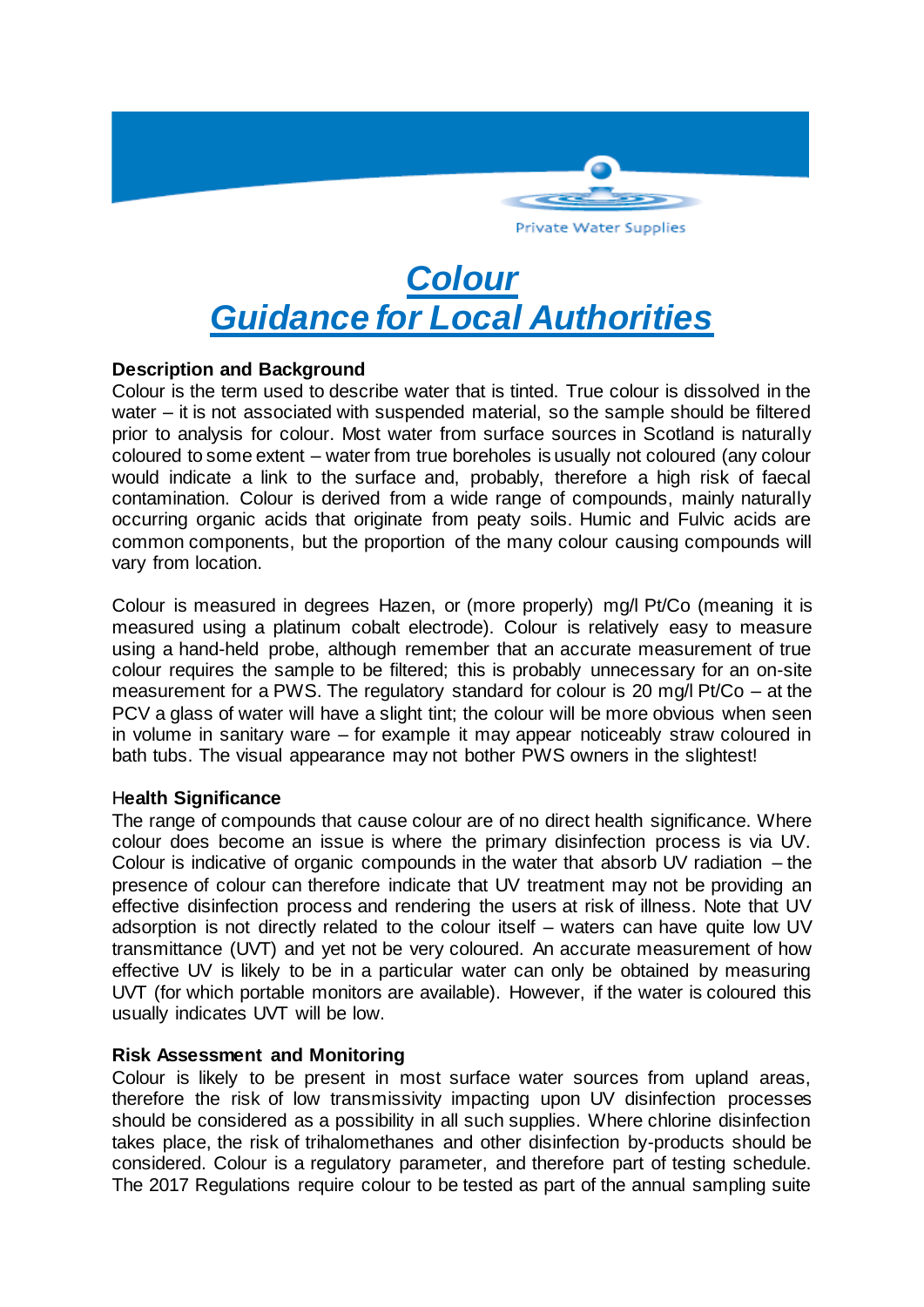Private Water Supplies

# Colour
# Guidance for Local Authorities

**Description and Background**

Colour is the term used to describe water that is tinted. True colour is dissolved in the water – it is not associated with suspended material, so the sample should be filtered prior to analysis for colour. Most water from surface sources in Scotland is naturally coloured to some extent – water from true boreholes is usually not coloured (any colour would indicate a link to the surface and, probably, therefore a high risk of faecal contamination. Colour is derived from a wide range of compounds, mainly naturally occurring organic acids that originate from peaty soils. Humic and Fulvic acids are common components, but the proportion of the many colour causing compounds will vary from location.

Colour is measured in degrees Hazen, or (more properly) mg/l Pt/Co (meaning it is measured using a platinum cobalt electrode). Colour is relatively easy to measure using a hand-held probe, although remember that an accurate measurement of true colour requires the sample to be filtered; this is probably unnecessary for an on-site measurement for a PWS. The regulatory standard for colour is 20 mg/l Pt/Co – at the PCV a glass of water will have a slight tint; the colour will be more obvious when seen in volume in sanitary ware – for example it may appear noticeably straw coloured in bath tubs. The visual appearance may not bother PWS owners in the slightest!

**Health Significance**

The range of compounds that cause colour are of no direct health significance. Where colour does become an issue is where the primary disinfection process is via UV. Colour is indicative of organic compounds in the water that absorb UV radiation – the presence of colour can therefore indicate that UV treatment may not be providing an effective disinfection process and rendering the users at risk of illness. Note that UV adsorption is not directly related to the colour itself – waters can have quite low UV transmittance (UVT) and yet not be very coloured. An accurate measurement of how effective UV is likely to be in a particular water can only be obtained by measuring UVT (for which portable monitors are available). However, if the water is coloured this usually indicates UVT will be low.

**Risk Assessment and Monitoring**

Colour is likely to be present in most surface water sources from upland areas, therefore the risk of low transmissivity impacting upon UV disinfection processes should be considered as a possibility in all such supplies. Where chlorine disinfection takes place, the risk of trihalomethanes and other disinfection by-products should be considered. Colour is a regulatory parameter, and therefore part of testing schedule. The 2017 Regulations require colour to be tested as part of the annual sampling suite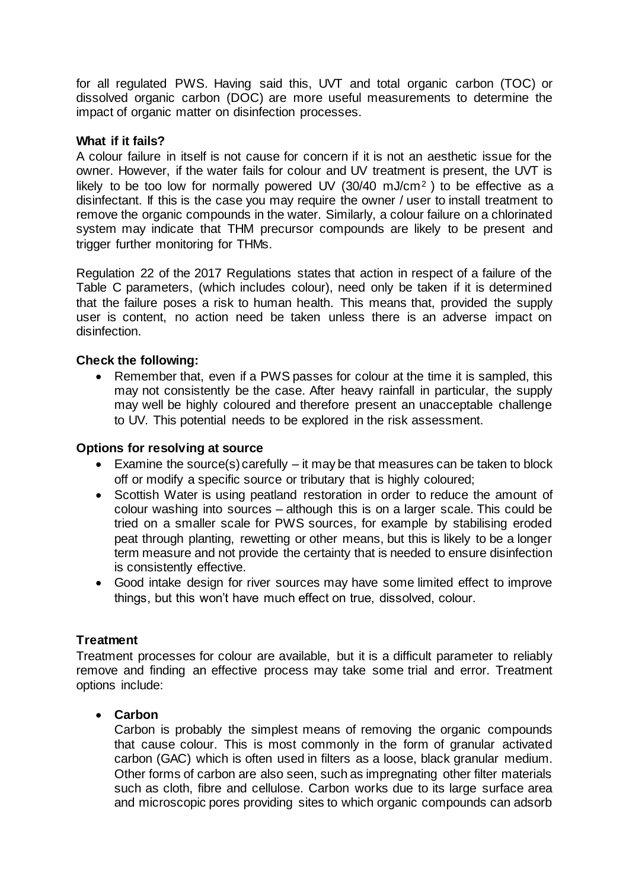for all regulated PWS. Having said this, UVT and total organic carbon (TOC) or dissolved organic carbon (DOC) are more useful measurements to determine the impact of organic matter on disinfection processes.

**What if it fails?**

A colour failure in itself is not cause for concern if it is not an aesthetic issue for the owner. However, if the water fails for colour and UV treatment is present, the UVT is likely to be too low for normally powered UV (30/40 $mJ/cm^2$) to be effective as a disinfectant. If this is the case you may require the owner / user to install treatment to remove the organic compounds in the water. Similarly, a colour failure on a chlorinated system may indicate that THM precursor compounds are likely to be present and trigger further monitoring for THMs.

Regulation 22 of the 2017 Regulations states that action in respect of a failure of the Table C parameters, (which includes colour), need only be taken if it is determined that the failure poses a risk to human health. This means that, provided the supply user is content, no action need be taken unless there is an adverse impact on disinfection.

**Check the following:**

- Remember that, even if a PWS passes for colour at the time it is sampled, this may not consistently be the case. After heavy rainfall in particular, the supply may well be highly coloured and therefore present an unacceptable challenge to UV. This potential needs to be explored in the risk assessment.

**Options for resolving at source**

- Examine the source(s) carefully – it may be that measures can be taken to block off or modify a specific source or tributary that is highly coloured;
- Scottish Water is using peatland restoration in order to reduce the amount of colour washing into sources – although this is on a larger scale. This could be tried on a smaller scale for PWS sources, for example by stabilising eroded peat through planting, rewetting or other means, but this is likely to be a longer term measure and not provide the certainty that is needed to ensure disinfection is consistently effective.
- Good intake design for river sources may have some limited effect to improve things, but this won't have much effect on true, dissolved, colour.

**Treatment**

Treatment processes for colour are available, but it is a difficult parameter to reliably remove and finding an effective process may take some trial and error. Treatment options include:

- **Carbon**

  Carbon is probably the simplest means of removing the organic compounds that cause colour. This is most commonly in the form of granular activated carbon (GAC) which is often used in filters as a loose, black granular medium. Other forms of carbon are also seen, such as impregnating other filter materials such as cloth, fibre and cellulose. Carbon works due to its large surface area and microscopic pores providing sites to which organic compounds can adsorb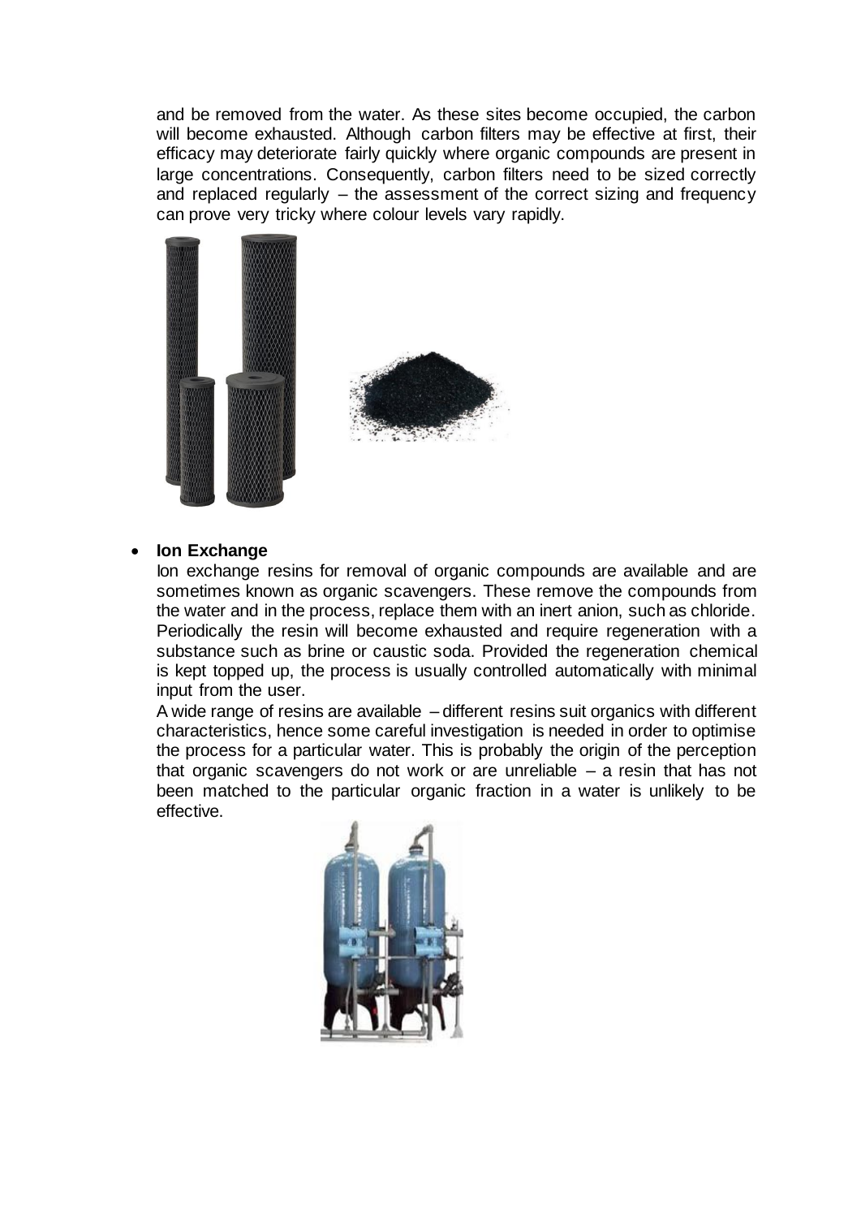and be removed from the water. As these sites become occupied, the carbon will become exhausted. Although carbon filters may be effective at first, their efficacy may deteriorate fairly quickly where organic compounds are present in large concentrations. Consequently, carbon filters need to be sized correctly and replaced regularly – the assessment of the correct sizing and frequency can prove very tricky where colour levels vary rapidly.

- **Ion Exchange**

  Ion exchange resins for removal of organic compounds are available and are sometimes known as organic scavengers. These remove the compounds from the water and in the process, replace them with an inert anion, such as chloride. Periodically the resin will become exhausted and require regeneration with a substance such as brine or caustic soda. Provided the regeneration chemical is kept topped up, the process is usually controlled automatically with minimal input from the user.

  A wide range of resins are available – different resins suit organics with different characteristics, hence some careful investigation is needed in order to optimise the process for a particular water. This is probably the origin of the perception that organic scavengers do not work or are unreliable – a resin that has not been matched to the particular organic fraction in a water is unlikely to be effective.